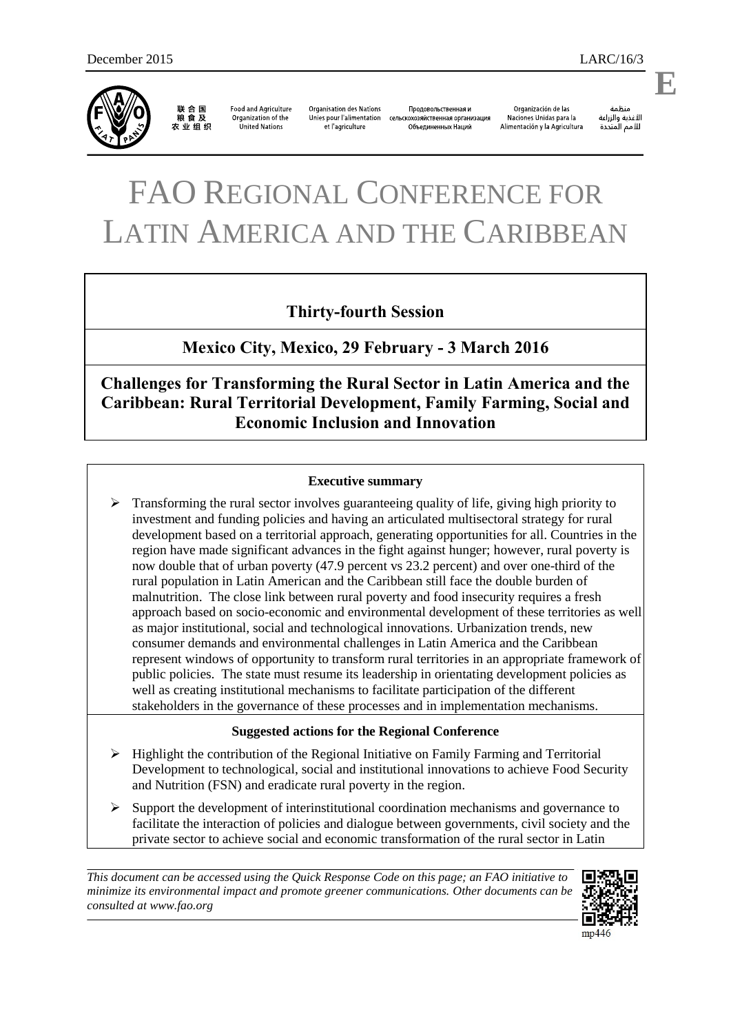December 2015 LARC/16/3

**E**

联合国粮食及农业组织 | Food and Agriculture Organization of the United Nations | Organisation des Nations Unies pour l'alimentation et l'agriculture | Продовольственная и сельскохозяйственная организация Объединенных Наций | Organización de las Naciones Unidas para la Alimentación y la Agricultura | منظمة الأغذية والزراعة للأمم المتحدة

# FAO REGIONAL CONFERENCE FOR LATIN AMERICA AND THE CARIBBEAN

## Thirty-fourth Session

## Mexico City, Mexico, 29 February - 3 March 2016

## Challenges for Transforming the Rural Sector in Latin America and the Caribbean: Rural Territorial Development, Family Farming, Social and Economic Inclusion and Innovation

### Executive summary

- Transforming the rural sector involves guaranteeing quality of life, giving high priority to investment and funding policies and having an articulated multisectoral strategy for rural development based on a territorial approach, generating opportunities for all. Countries in the region have made significant advances in the fight against hunger; however, rural poverty is now double that of urban poverty (47.9 percent vs 23.2 percent) and over one-third of the rural population in Latin American and the Caribbean still face the double burden of malnutrition. The close link between rural poverty and food insecurity requires a fresh approach based on socio-economic and environmental development of these territories as well as major institutional, social and technological innovations. Urbanization trends, new consumer demands and environmental challenges in Latin America and the Caribbean represent windows of opportunity to transform rural territories in an appropriate framework of public policies. The state must resume its leadership in orientating development policies as well as creating institutional mechanisms to facilitate participation of the different stakeholders in the governance of these processes and in implementation mechanisms.

### Suggested actions for the Regional Conference

- Highlight the contribution of the Regional Initiative on Family Farming and Territorial Development to technological, social and institutional innovations to achieve Food Security and Nutrition (FSN) and eradicate rural poverty in the region.
- Support the development of interinstitutional coordination mechanisms and governance to facilitate the interaction of policies and dialogue between governments, civil society and the private sector to achieve social and economic transformation of the rural sector in Latin

*This document can be accessed using the Quick Response Code on this page; an FAO initiative to minimize its environmental impact and promote greener communications. Other documents can be consulted at www.fao.org*

mp446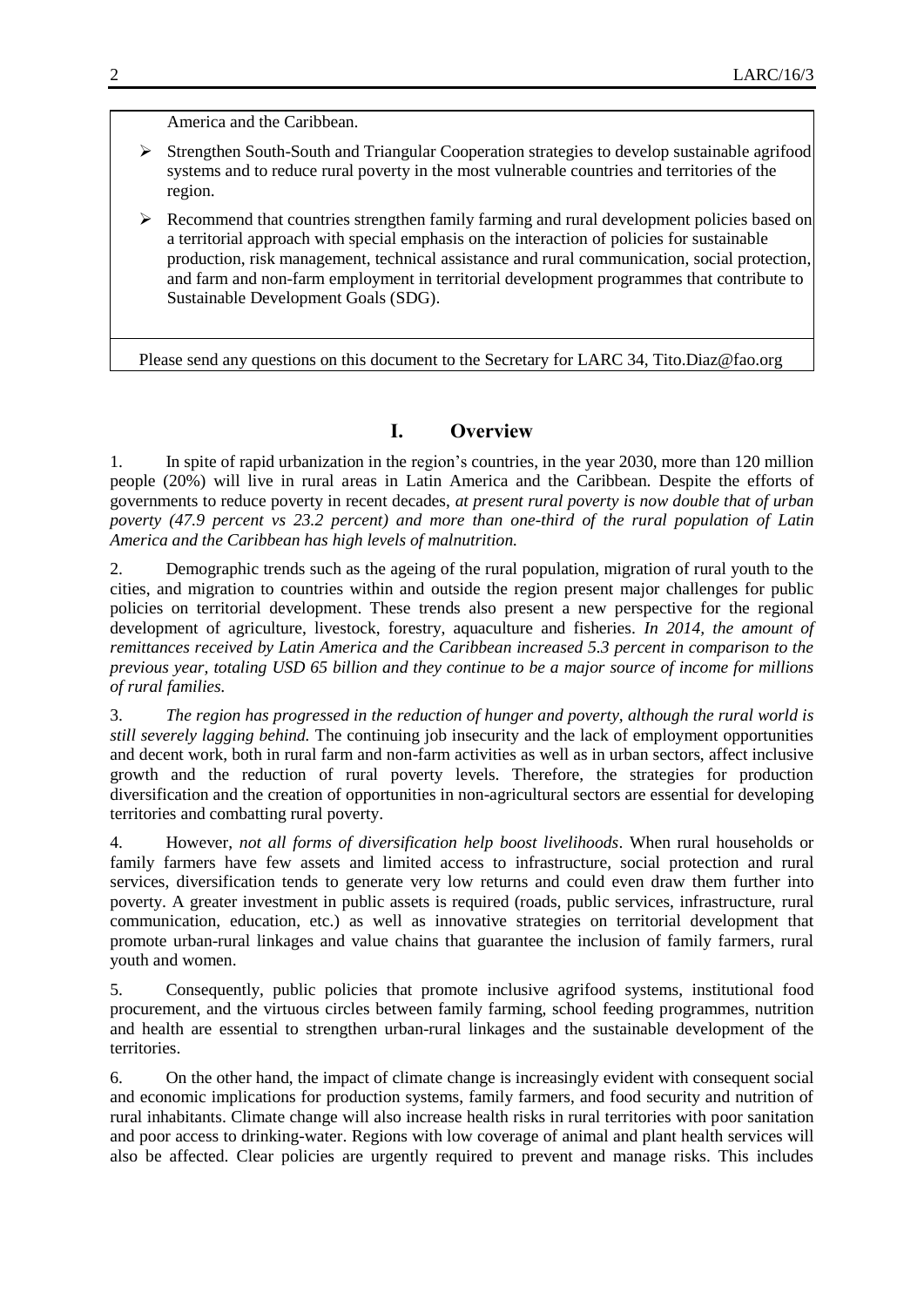America and the Caribbean.

- Strengthen South-South and Triangular Cooperation strategies to develop sustainable agrifood systems and to reduce rural poverty in the most vulnerable countries and territories of the region.
- Recommend that countries strengthen family farming and rural development policies based on a territorial approach with special emphasis on the interaction of policies for sustainable production, risk management, technical assistance and rural communication, social protection, and farm and non-farm employment in territorial development programmes that contribute to Sustainable Development Goals (SDG).

Please send any questions on this document to the Secretary for LARC 34, Tito.Diaz@fao.org

# I. Overview

1. In spite of rapid urbanization in the region's countries, in the year 2030, more than 120 million people (20%) will live in rural areas in Latin America and the Caribbean. Despite the efforts of governments to reduce poverty in recent decades, *at present rural poverty is now double that of urban poverty (47.9 percent vs 23.2 percent) and more than one-third of the rural population of Latin America and the Caribbean has high levels of malnutrition.*

2. Demographic trends such as the ageing of the rural population, migration of rural youth to the cities, and migration to countries within and outside the region present major challenges for public policies on territorial development. These trends also present a new perspective for the regional development of agriculture, livestock, forestry, aquaculture and fisheries. *In 2014, the amount of remittances received by Latin America and the Caribbean increased 5.3 percent in comparison to the previous year, totaling USD 65 billion and they continue to be a major source of income for millions of rural families.*

3. *The region has progressed in the reduction of hunger and poverty, although the rural world is still severely lagging behind.* The continuing job insecurity and the lack of employment opportunities and decent work, both in rural farm and non-farm activities as well as in urban sectors, affect inclusive growth and the reduction of rural poverty levels. Therefore, the strategies for production diversification and the creation of opportunities in non-agricultural sectors are essential for developing territories and combatting rural poverty.

4. However, *not all forms of diversification help boost livelihoods*. When rural households or family farmers have few assets and limited access to infrastructure, social protection and rural services, diversification tends to generate very low returns and could even draw them further into poverty. A greater investment in public assets is required (roads, public services, infrastructure, rural communication, education, etc.) as well as innovative strategies on territorial development that promote urban-rural linkages and value chains that guarantee the inclusion of family farmers, rural youth and women.

5. Consequently, public policies that promote inclusive agrifood systems, institutional food procurement, and the virtuous circles between family farming, school feeding programmes, nutrition and health are essential to strengthen urban-rural linkages and the sustainable development of the territories.

6. On the other hand, the impact of climate change is increasingly evident with consequent social and economic implications for production systems, family farmers, and food security and nutrition of rural inhabitants. Climate change will also increase health risks in rural territories with poor sanitation and poor access to drinking-water. Regions with low coverage of animal and plant health services will also be affected. Clear policies are urgently required to prevent and manage risks. This includes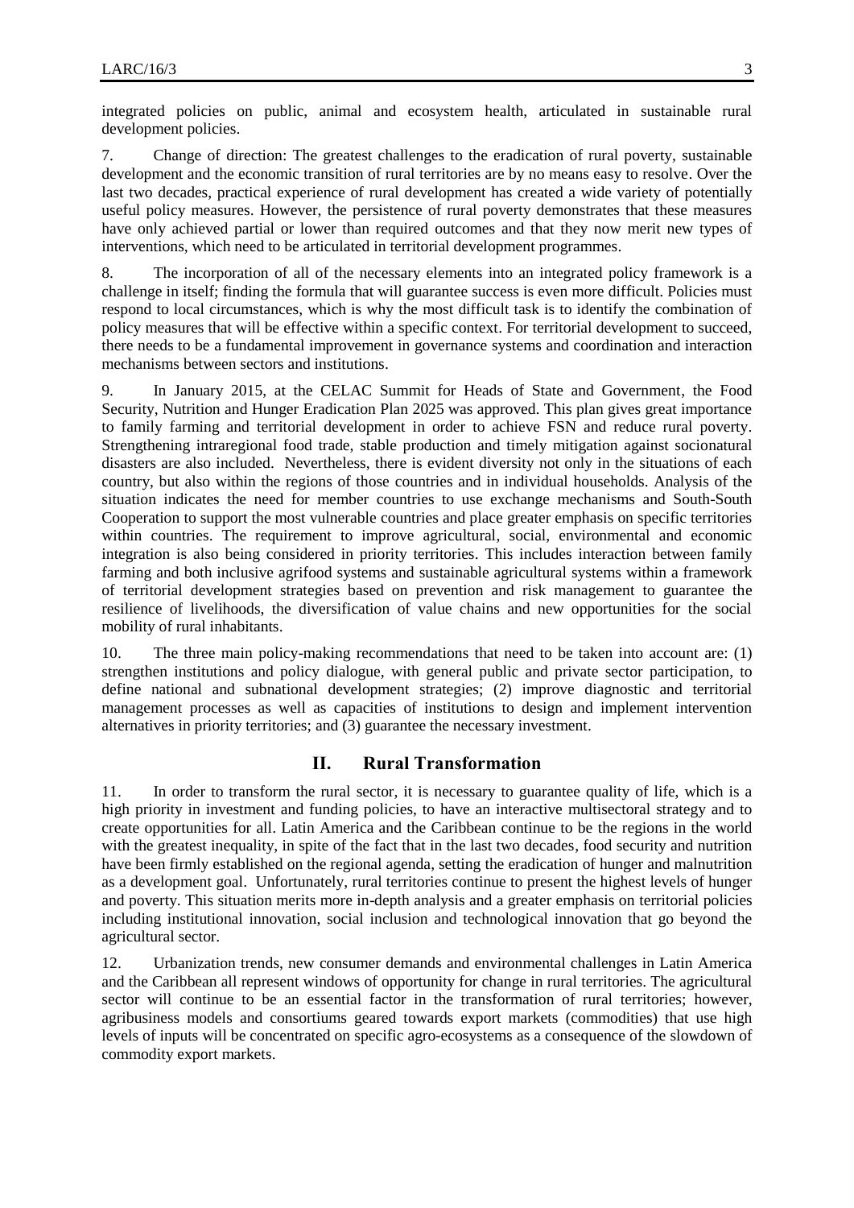integrated policies on public, animal and ecosystem health, articulated in sustainable rural development policies.

7. Change of direction: The greatest challenges to the eradication of rural poverty, sustainable development and the economic transition of rural territories are by no means easy to resolve. Over the last two decades, practical experience of rural development has created a wide variety of potentially useful policy measures. However, the persistence of rural poverty demonstrates that these measures have only achieved partial or lower than required outcomes and that they now merit new types of interventions, which need to be articulated in territorial development programmes.

8. The incorporation of all of the necessary elements into an integrated policy framework is a challenge in itself; finding the formula that will guarantee success is even more difficult. Policies must respond to local circumstances, which is why the most difficult task is to identify the combination of policy measures that will be effective within a specific context. For territorial development to succeed, there needs to be a fundamental improvement in governance systems and coordination and interaction mechanisms between sectors and institutions.

9. In January 2015, at the CELAC Summit for Heads of State and Government, the Food Security, Nutrition and Hunger Eradication Plan 2025 was approved. This plan gives great importance to family farming and territorial development in order to achieve FSN and reduce rural poverty. Strengthening intraregional food trade, stable production and timely mitigation against socionatural disasters are also included. Nevertheless, there is evident diversity not only in the situations of each country, but also within the regions of those countries and in individual households. Analysis of the situation indicates the need for member countries to use exchange mechanisms and South-South Cooperation to support the most vulnerable countries and place greater emphasis on specific territories within countries. The requirement to improve agricultural, social, environmental and economic integration is also being considered in priority territories. This includes interaction between family farming and both inclusive agrifood systems and sustainable agricultural systems within a framework of territorial development strategies based on prevention and risk management to guarantee the resilience of livelihoods, the diversification of value chains and new opportunities for the social mobility of rural inhabitants.

10. The three main policy-making recommendations that need to be taken into account are: (1) strengthen institutions and policy dialogue, with general public and private sector participation, to define national and subnational development strategies; (2) improve diagnostic and territorial management processes as well as capacities of institutions to design and implement intervention alternatives in priority territories; and (3) guarantee the necessary investment.

## II. Rural Transformation

11. In order to transform the rural sector, it is necessary to guarantee quality of life, which is a high priority in investment and funding policies, to have an interactive multisectoral strategy and to create opportunities for all. Latin America and the Caribbean continue to be the regions in the world with the greatest inequality, in spite of the fact that in the last two decades, food security and nutrition have been firmly established on the regional agenda, setting the eradication of hunger and malnutrition as a development goal. Unfortunately, rural territories continue to present the highest levels of hunger and poverty. This situation merits more in-depth analysis and a greater emphasis on territorial policies including institutional innovation, social inclusion and technological innovation that go beyond the agricultural sector.

12. Urbanization trends, new consumer demands and environmental challenges in Latin America and the Caribbean all represent windows of opportunity for change in rural territories. The agricultural sector will continue to be an essential factor in the transformation of rural territories; however, agribusiness models and consortiums geared towards export markets (commodities) that use high levels of inputs will be concentrated on specific agro-ecosystems as a consequence of the slowdown of commodity export markets.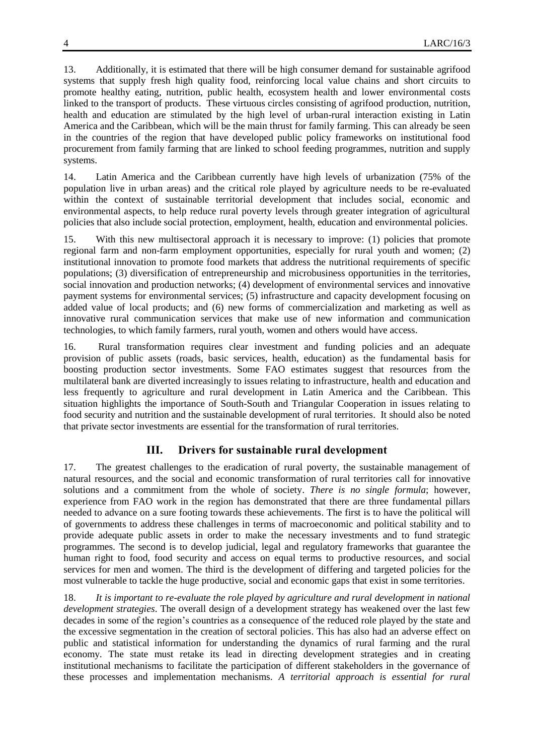13. Additionally, it is estimated that there will be high consumer demand for sustainable agrifood systems that supply fresh high quality food, reinforcing local value chains and short circuits to promote healthy eating, nutrition, public health, ecosystem health and lower environmental costs linked to the transport of products. These virtuous circles consisting of agrifood production, nutrition, health and education are stimulated by the high level of urban-rural interaction existing in Latin America and the Caribbean, which will be the main thrust for family farming. This can already be seen in the countries of the region that have developed public policy frameworks on institutional food procurement from family farming that are linked to school feeding programmes, nutrition and supply systems.

14. Latin America and the Caribbean currently have high levels of urbanization (75% of the population live in urban areas) and the critical role played by agriculture needs to be re-evaluated within the context of sustainable territorial development that includes social, economic and environmental aspects, to help reduce rural poverty levels through greater integration of agricultural policies that also include social protection, employment, health, education and environmental policies.

15. With this new multisectoral approach it is necessary to improve: (1) policies that promote regional farm and non-farm employment opportunities, especially for rural youth and women; (2) institutional innovation to promote food markets that address the nutritional requirements of specific populations; (3) diversification of entrepreneurship and microbusiness opportunities in the territories, social innovation and production networks; (4) development of environmental services and innovative payment systems for environmental services; (5) infrastructure and capacity development focusing on added value of local products; and (6) new forms of commercialization and marketing as well as innovative rural communication services that make use of new information and communication technologies, to which family farmers, rural youth, women and others would have access.

16. Rural transformation requires clear investment and funding policies and an adequate provision of public assets (roads, basic services, health, education) as the fundamental basis for boosting production sector investments. Some FAO estimates suggest that resources from the multilateral bank are diverted increasingly to issues relating to infrastructure, health and education and less frequently to agriculture and rural development in Latin America and the Caribbean. This situation highlights the importance of South-South and Triangular Cooperation in issues relating to food security and nutrition and the sustainable development of rural territories. It should also be noted that private sector investments are essential for the transformation of rural territories.

## III. Drivers for sustainable rural development

17. The greatest challenges to the eradication of rural poverty, the sustainable management of natural resources, and the social and economic transformation of rural territories call for innovative solutions and a commitment from the whole of society. *There is no single formula*; however, experience from FAO work in the region has demonstrated that there are three fundamental pillars needed to advance on a sure footing towards these achievements. The first is to have the political will of governments to address these challenges in terms of macroeconomic and political stability and to provide adequate public assets in order to make the necessary investments and to fund strategic programmes. The second is to develop judicial, legal and regulatory frameworks that guarantee the human right to food, food security and access on equal terms to productive resources, and social services for men and women. The third is the development of differing and targeted policies for the most vulnerable to tackle the huge productive, social and economic gaps that exist in some territories.

18. *It is important to re-evaluate the role played by agriculture and rural development in national development strategies*. The overall design of a development strategy has weakened over the last few decades in some of the region's countries as a consequence of the reduced role played by the state and the excessive segmentation in the creation of sectoral policies. This has also had an adverse effect on public and statistical information for understanding the dynamics of rural farming and the rural economy. The state must retake its lead in directing development strategies and in creating institutional mechanisms to facilitate the participation of different stakeholders in the governance of these processes and implementation mechanisms. *A territorial approach is essential for rural*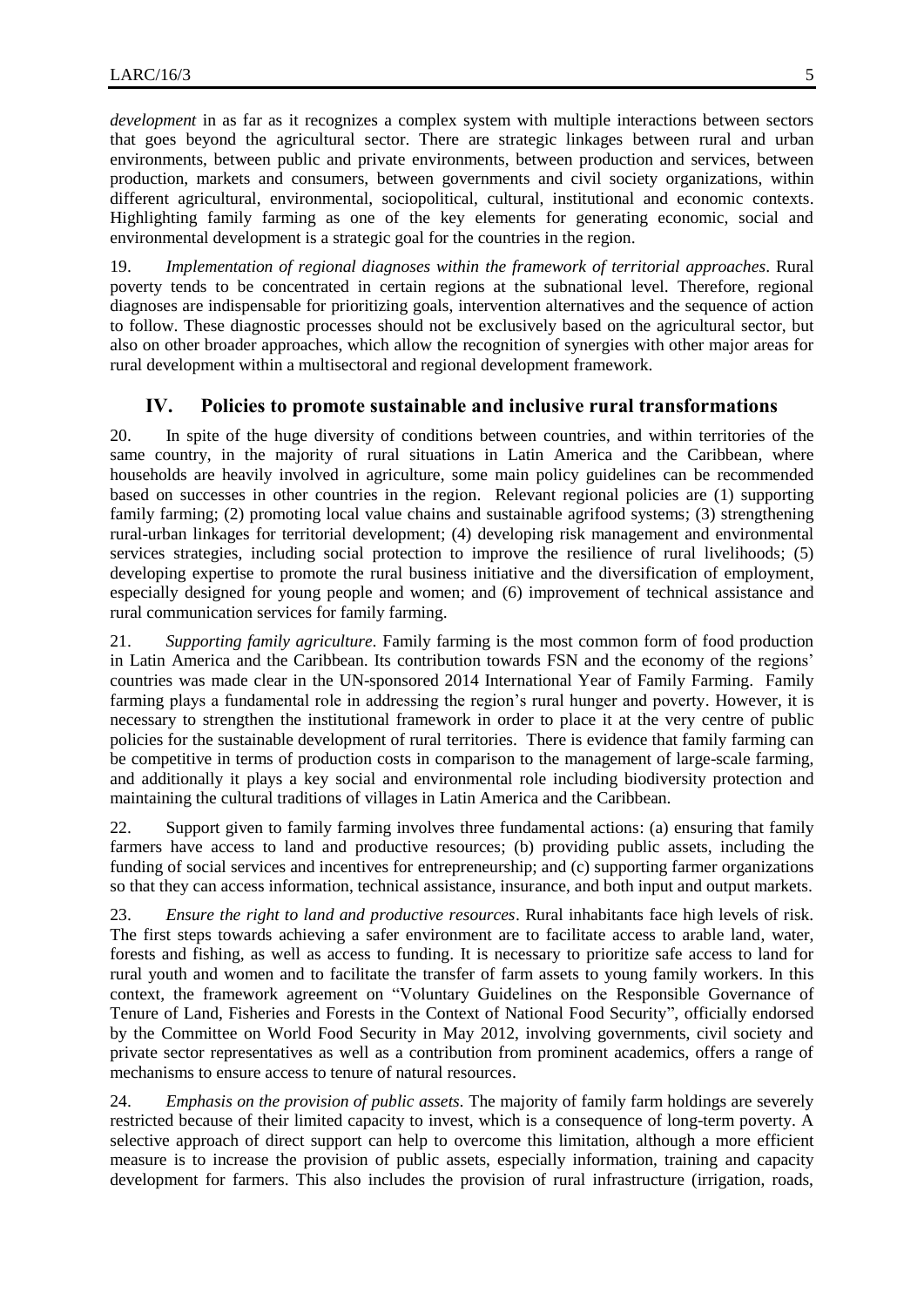*development* in as far as it recognizes a complex system with multiple interactions between sectors that goes beyond the agricultural sector. There are strategic linkages between rural and urban environments, between public and private environments, between production and services, between production, markets and consumers, between governments and civil society organizations, within different agricultural, environmental, sociopolitical, cultural, institutional and economic contexts. Highlighting family farming as one of the key elements for generating economic, social and environmental development is a strategic goal for the countries in the region.

19. *Implementation of regional diagnoses within the framework of territorial approaches*. Rural poverty tends to be concentrated in certain regions at the subnational level. Therefore, regional diagnoses are indispensable for prioritizing goals, intervention alternatives and the sequence of action to follow. These diagnostic processes should not be exclusively based on the agricultural sector, but also on other broader approaches, which allow the recognition of synergies with other major areas for rural development within a multisectoral and regional development framework.

## IV. Policies to promote sustainable and inclusive rural transformations

20. In spite of the huge diversity of conditions between countries, and within territories of the same country, in the majority of rural situations in Latin America and the Caribbean, where households are heavily involved in agriculture, some main policy guidelines can be recommended based on successes in other countries in the region. Relevant regional policies are (1) supporting family farming; (2) promoting local value chains and sustainable agrifood systems; (3) strengthening rural-urban linkages for territorial development; (4) developing risk management and environmental services strategies, including social protection to improve the resilience of rural livelihoods; (5) developing expertise to promote the rural business initiative and the diversification of employment, especially designed for young people and women; and (6) improvement of technical assistance and rural communication services for family farming.

21. *Supporting family agriculture*. Family farming is the most common form of food production in Latin America and the Caribbean. Its contribution towards FSN and the economy of the regions' countries was made clear in the UN-sponsored 2014 International Year of Family Farming. Family farming plays a fundamental role in addressing the region's rural hunger and poverty. However, it is necessary to strengthen the institutional framework in order to place it at the very centre of public policies for the sustainable development of rural territories. There is evidence that family farming can be competitive in terms of production costs in comparison to the management of large-scale farming, and additionally it plays a key social and environmental role including biodiversity protection and maintaining the cultural traditions of villages in Latin America and the Caribbean.

22. Support given to family farming involves three fundamental actions: (a) ensuring that family farmers have access to land and productive resources; (b) providing public assets, including the funding of social services and incentives for entrepreneurship; and (c) supporting farmer organizations so that they can access information, technical assistance, insurance, and both input and output markets.

23. *Ensure the right to land and productive resources*. Rural inhabitants face high levels of risk. The first steps towards achieving a safer environment are to facilitate access to arable land, water, forests and fishing, as well as access to funding. It is necessary to prioritize safe access to land for rural youth and women and to facilitate the transfer of farm assets to young family workers. In this context, the framework agreement on "Voluntary Guidelines on the Responsible Governance of Tenure of Land, Fisheries and Forests in the Context of National Food Security", officially endorsed by the Committee on World Food Security in May 2012, involving governments, civil society and private sector representatives as well as a contribution from prominent academics, offers a range of mechanisms to ensure access to tenure of natural resources.

24. *Emphasis on the provision of public assets*. The majority of family farm holdings are severely restricted because of their limited capacity to invest, which is a consequence of long-term poverty. A selective approach of direct support can help to overcome this limitation, although a more efficient measure is to increase the provision of public assets, especially information, training and capacity development for farmers. This also includes the provision of rural infrastructure (irrigation, roads,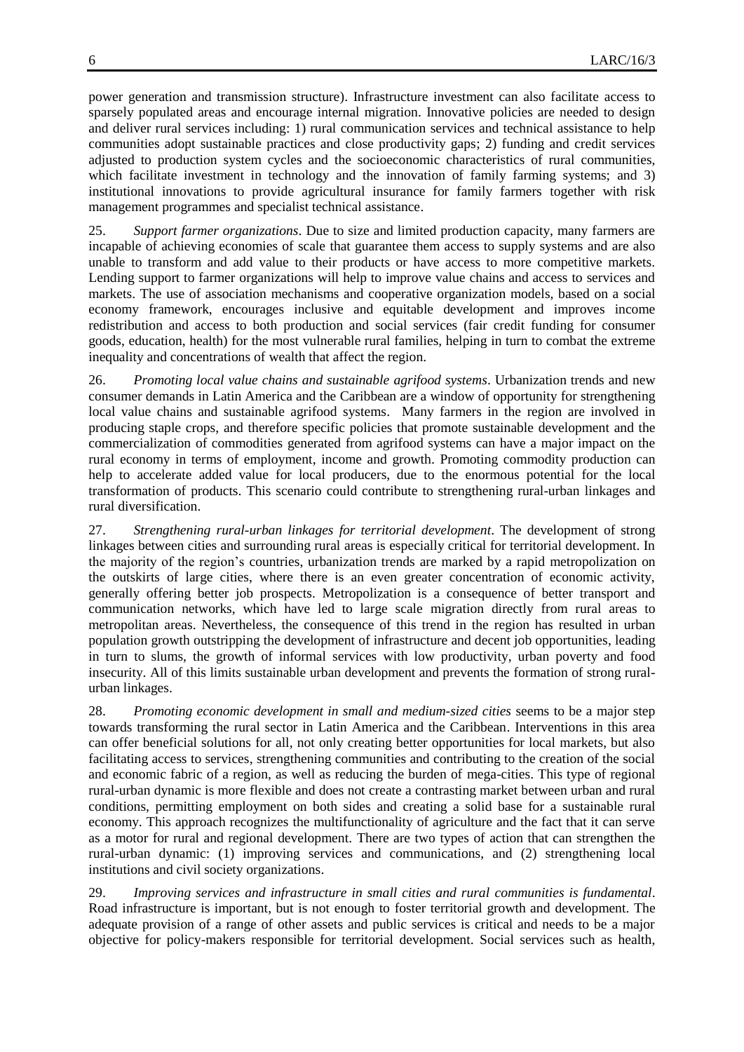power generation and transmission structure). Infrastructure investment can also facilitate access to sparsely populated areas and encourage internal migration. Innovative policies are needed to design and deliver rural services including: 1) rural communication services and technical assistance to help communities adopt sustainable practices and close productivity gaps; 2) funding and credit services adjusted to production system cycles and the socioeconomic characteristics of rural communities, which facilitate investment in technology and the innovation of family farming systems; and 3) institutional innovations to provide agricultural insurance for family farmers together with risk management programmes and specialist technical assistance.

25. *Support farmer organizations*. Due to size and limited production capacity, many farmers are incapable of achieving economies of scale that guarantee them access to supply systems and are also unable to transform and add value to their products or have access to more competitive markets. Lending support to farmer organizations will help to improve value chains and access to services and markets. The use of association mechanisms and cooperative organization models, based on a social economy framework, encourages inclusive and equitable development and improves income redistribution and access to both production and social services (fair credit funding for consumer goods, education, health) for the most vulnerable rural families, helping in turn to combat the extreme inequality and concentrations of wealth that affect the region.

26. *Promoting local value chains and sustainable agrifood systems*. Urbanization trends and new consumer demands in Latin America and the Caribbean are a window of opportunity for strengthening local value chains and sustainable agrifood systems. Many farmers in the region are involved in producing staple crops, and therefore specific policies that promote sustainable development and the commercialization of commodities generated from agrifood systems can have a major impact on the rural economy in terms of employment, income and growth. Promoting commodity production can help to accelerate added value for local producers, due to the enormous potential for the local transformation of products. This scenario could contribute to strengthening rural-urban linkages and rural diversification.

27. *Strengthening rural-urban linkages for territorial development*. The development of strong linkages between cities and surrounding rural areas is especially critical for territorial development. In the majority of the region's countries, urbanization trends are marked by a rapid metropolization on the outskirts of large cities, where there is an even greater concentration of economic activity, generally offering better job prospects. Metropolization is a consequence of better transport and communication networks, which have led to large scale migration directly from rural areas to metropolitan areas. Nevertheless, the consequence of this trend in the region has resulted in urban population growth outstripping the development of infrastructure and decent job opportunities, leading in turn to slums, the growth of informal services with low productivity, urban poverty and food insecurity. All of this limits sustainable urban development and prevents the formation of strong rural-urban linkages.

28. *Promoting economic development in small and medium-sized cities* seems to be a major step towards transforming the rural sector in Latin America and the Caribbean. Interventions in this area can offer beneficial solutions for all, not only creating better opportunities for local markets, but also facilitating access to services, strengthening communities and contributing to the creation of the social and economic fabric of a region, as well as reducing the burden of mega-cities. This type of regional rural-urban dynamic is more flexible and does not create a contrasting market between urban and rural conditions, permitting employment on both sides and creating a solid base for a sustainable rural economy. This approach recognizes the multifunctionality of agriculture and the fact that it can serve as a motor for rural and regional development. There are two types of action that can strengthen the rural-urban dynamic: (1) improving services and communications, and (2) strengthening local institutions and civil society organizations.

29. *Improving services and infrastructure in small cities and rural communities is fundamental*. Road infrastructure is important, but is not enough to foster territorial growth and development. The adequate provision of a range of other assets and public services is critical and needs to be a major objective for policy-makers responsible for territorial development. Social services such as health,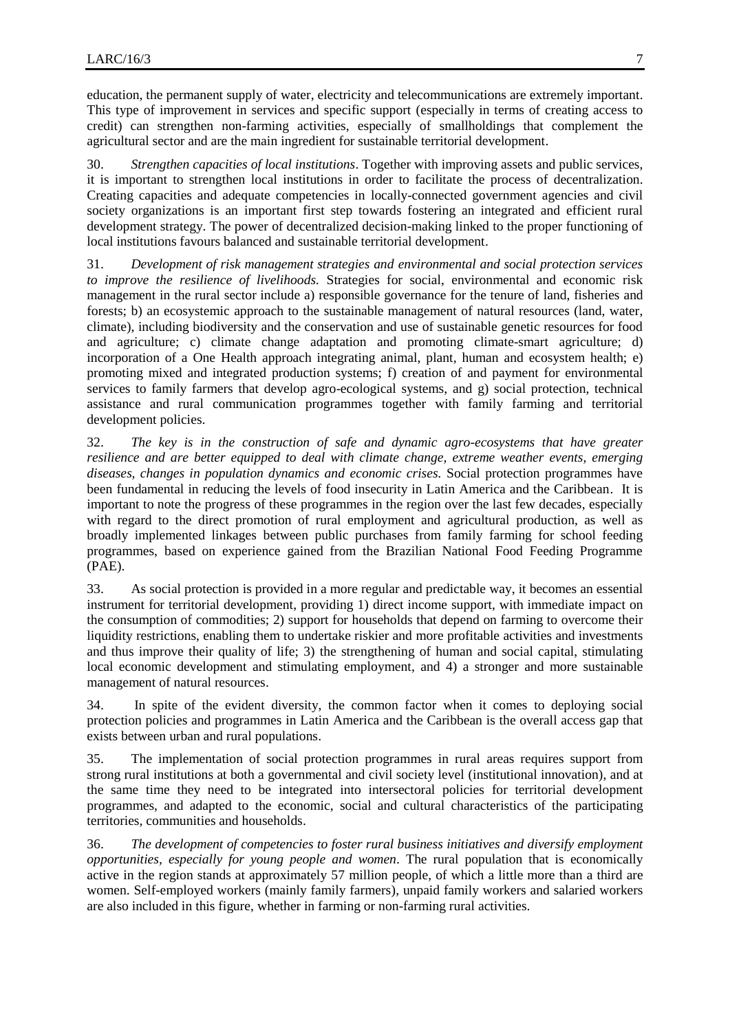education, the permanent supply of water, electricity and telecommunications are extremely important. This type of improvement in services and specific support (especially in terms of creating access to credit) can strengthen non-farming activities, especially of smallholdings that complement the agricultural sector and are the main ingredient for sustainable territorial development.

30. *Strengthen capacities of local institutions*. Together with improving assets and public services, it is important to strengthen local institutions in order to facilitate the process of decentralization. Creating capacities and adequate competencies in locally-connected government agencies and civil society organizations is an important first step towards fostering an integrated and efficient rural development strategy. The power of decentralized decision-making linked to the proper functioning of local institutions favours balanced and sustainable territorial development.

31. *Development of risk management strategies and environmental and social protection services to improve the resilience of livelihoods.* Strategies for social, environmental and economic risk management in the rural sector include a) responsible governance for the tenure of land, fisheries and forests; b) an ecosystemic approach to the sustainable management of natural resources (land, water, climate), including biodiversity and the conservation and use of sustainable genetic resources for food and agriculture; c) climate change adaptation and promoting climate-smart agriculture; d) incorporation of a One Health approach integrating animal, plant, human and ecosystem health; e) promoting mixed and integrated production systems; f) creation of and payment for environmental services to family farmers that develop agro-ecological systems, and g) social protection, technical assistance and rural communication programmes together with family farming and territorial development policies.

32. *The key is in the construction of safe and dynamic agro-ecosystems that have greater resilience and are better equipped to deal with climate change, extreme weather events, emerging diseases, changes in population dynamics and economic crises.* Social protection programmes have been fundamental in reducing the levels of food insecurity in Latin America and the Caribbean. It is important to note the progress of these programmes in the region over the last few decades, especially with regard to the direct promotion of rural employment and agricultural production, as well as broadly implemented linkages between public purchases from family farming for school feeding programmes, based on experience gained from the Brazilian National Food Feeding Programme (PAE).

33. As social protection is provided in a more regular and predictable way, it becomes an essential instrument for territorial development, providing 1) direct income support, with immediate impact on the consumption of commodities; 2) support for households that depend on farming to overcome their liquidity restrictions, enabling them to undertake riskier and more profitable activities and investments and thus improve their quality of life; 3) the strengthening of human and social capital, stimulating local economic development and stimulating employment, and 4) a stronger and more sustainable management of natural resources.

34. In spite of the evident diversity, the common factor when it comes to deploying social protection policies and programmes in Latin America and the Caribbean is the overall access gap that exists between urban and rural populations.

35. The implementation of social protection programmes in rural areas requires support from strong rural institutions at both a governmental and civil society level (institutional innovation), and at the same time they need to be integrated into intersectoral policies for territorial development programmes, and adapted to the economic, social and cultural characteristics of the participating territories, communities and households.

36. *The development of competencies to foster rural business initiatives and diversify employment opportunities, especially for young people and women*. The rural population that is economically active in the region stands at approximately 57 million people, of which a little more than a third are women. Self-employed workers (mainly family farmers), unpaid family workers and salaried workers are also included in this figure, whether in farming or non-farming rural activities.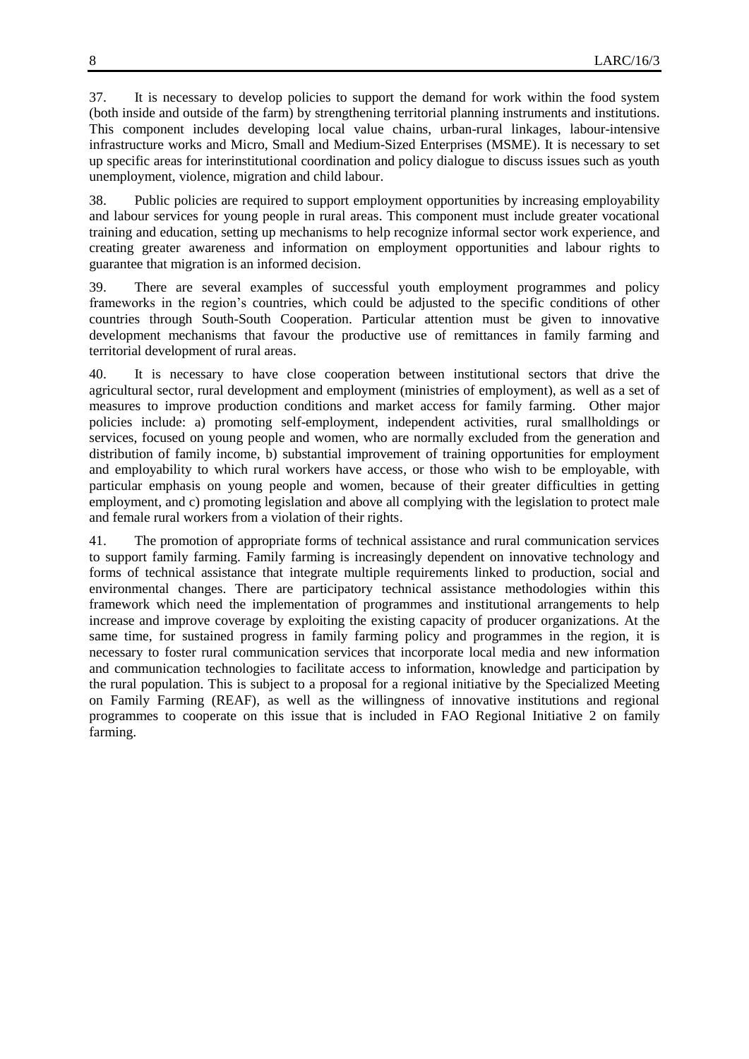37. It is necessary to develop policies to support the demand for work within the food system (both inside and outside of the farm) by strengthening territorial planning instruments and institutions. This component includes developing local value chains, urban-rural linkages, labour-intensive infrastructure works and Micro, Small and Medium-Sized Enterprises (MSME). It is necessary to set up specific areas for interinstitutional coordination and policy dialogue to discuss issues such as youth unemployment, violence, migration and child labour.

38. Public policies are required to support employment opportunities by increasing employability and labour services for young people in rural areas. This component must include greater vocational training and education, setting up mechanisms to help recognize informal sector work experience, and creating greater awareness and information on employment opportunities and labour rights to guarantee that migration is an informed decision.

39. There are several examples of successful youth employment programmes and policy frameworks in the region's countries, which could be adjusted to the specific conditions of other countries through South-South Cooperation. Particular attention must be given to innovative development mechanisms that favour the productive use of remittances in family farming and territorial development of rural areas.

40. It is necessary to have close cooperation between institutional sectors that drive the agricultural sector, rural development and employment (ministries of employment), as well as a set of measures to improve production conditions and market access for family farming. Other major policies include: a) promoting self-employment, independent activities, rural smallholdings or services, focused on young people and women, who are normally excluded from the generation and distribution of family income, b) substantial improvement of training opportunities for employment and employability to which rural workers have access, or those who wish to be employable, with particular emphasis on young people and women, because of their greater difficulties in getting employment, and c) promoting legislation and above all complying with the legislation to protect male and female rural workers from a violation of their rights.

41. The promotion of appropriate forms of technical assistance and rural communication services to support family farming. Family farming is increasingly dependent on innovative technology and forms of technical assistance that integrate multiple requirements linked to production, social and environmental changes. There are participatory technical assistance methodologies within this framework which need the implementation of programmes and institutional arrangements to help increase and improve coverage by exploiting the existing capacity of producer organizations. At the same time, for sustained progress in family farming policy and programmes in the region, it is necessary to foster rural communication services that incorporate local media and new information and communication technologies to facilitate access to information, knowledge and participation by the rural population. This is subject to a proposal for a regional initiative by the Specialized Meeting on Family Farming (REAF), as well as the willingness of innovative institutions and regional programmes to cooperate on this issue that is included in FAO Regional Initiative 2 on family farming.